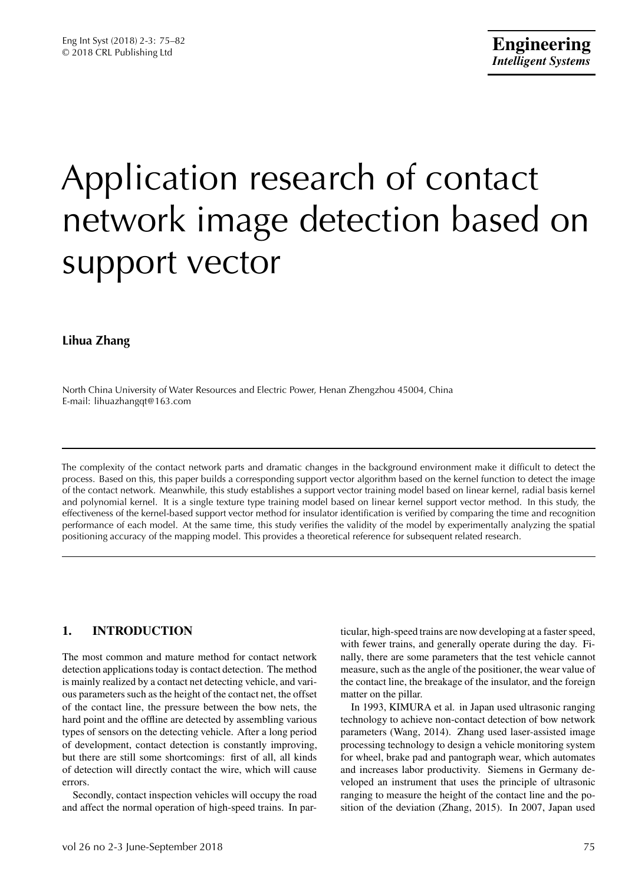# Application research of contact network image detection based on support vector

**Lihua Zhang**

North China University of Water Resources and Electric Power, Henan Zhengzhou 45004, China
E-mail: lihuazhangqt@163.com

---

The complexity of the contact network parts and dramatic changes in the background environment make it difficult to detect the process. Based on this, this paper builds a corresponding support vector algorithm based on the kernel function to detect the image of the contact network. Meanwhile, this study establishes a support vector training model based on linear kernel, radial basis kernel and polynomial kernel. It is a single texture type training model based on linear kernel support vector method. In this study, the effectiveness of the kernel-based support vector method for insulator identification is verified by comparing the time and recognition performance of each model. At the same time, this study verifies the validity of the model by experimentally analyzing the spatial positioning accuracy of the mapping model. This provides a theoretical reference for subsequent related research.

---

## 1. INTRODUCTION

The most common and mature method for contact network detection applications today is contact detection. The method is mainly realized by a contact net detecting vehicle, and various parameters such as the height of the contact net, the offset of the contact line, the pressure between the bow nets, the hard point and the offline are detected by assembling various types of sensors on the detecting vehicle. After a long period of development, contact detection is constantly improving, but there are still some shortcomings: first of all, all kinds of detection will directly contact the wire, which will cause errors.

Secondly, contact inspection vehicles will occupy the road and affect the normal operation of high-speed trains. In particular, high-speed trains are now developing at a faster speed, with fewer trains, and generally operate during the day. Finally, there are some parameters that the test vehicle cannot measure, such as the angle of the positioner, the wear value of the contact line, the breakage of the insulator, and the foreign matter on the pillar.

In 1993, KIMURA et al. in Japan used ultrasonic ranging technology to achieve non-contact detection of bow network parameters (Wang, 2014). Zhang used laser-assisted image processing technology to design a vehicle monitoring system for wheel, brake pad and pantograph wear, which automates and increases labor productivity. Siemens in Germany developed an instrument that uses the principle of ultrasonic ranging to measure the height of the contact line and the position of the deviation (Zhang, 2015). In 2007, Japan used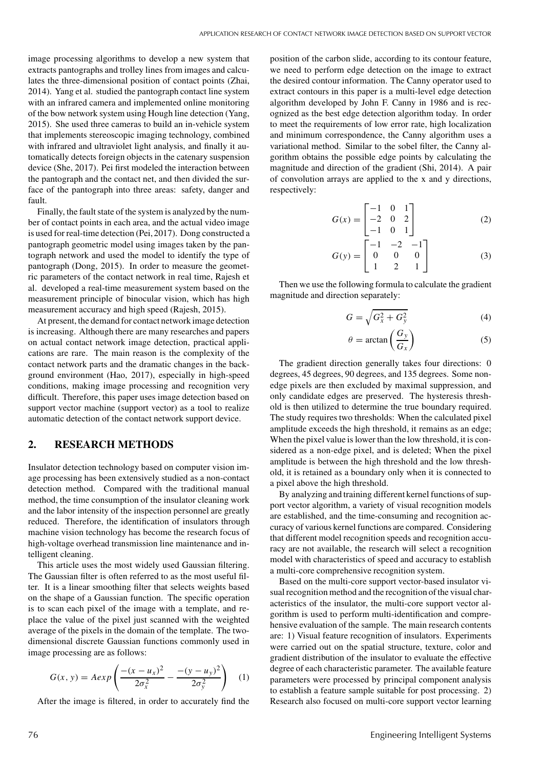image processing algorithms to develop a new system that extracts pantographs and trolley lines from images and calculates the three-dimensional position of contact points (Zhai, 2014). Yang et al. studied the pantograph contact line system with an infrared camera and implemented online monitoring of the bow network system using Hough line detection (Yang, 2015). She used three cameras to build an in-vehicle system that implements stereoscopic imaging technology, combined with infrared and ultraviolet light analysis, and finally it automatically detects foreign objects in the catenary suspension device (She, 2017). Pei first modeled the interaction between the pantograph and the contact net, and then divided the surface of the pantograph into three areas: safety, danger and fault.

Finally, the fault state of the system is analyzed by the number of contact points in each area, and the actual video image is used for real-time detection (Pei, 2017). Dong constructed a pantograph geometric model using images taken by the pantograph network and used the model to identify the type of pantograph (Dong, 2015). In order to measure the geometric parameters of the contact network in real time, Rajesh et al. developed a real-time measurement system based on the measurement principle of binocular vision, which has high measurement accuracy and high speed (Rajesh, 2015).

At present, the demand for contact network image detection is increasing. Although there are many researches and papers on actual contact network image detection, practical applications are rare. The main reason is the complexity of the contact network parts and the dramatic changes in the background environment (Hao, 2017), especially in high-speed conditions, making image processing and recognition very difficult. Therefore, this paper uses image detection based on support vector machine (support vector) as a tool to realize automatic detection of the contact network support device.

## 2. RESEARCH METHODS

Insulator detection technology based on computer vision image processing has been extensively studied as a non-contact detection method. Compared with the traditional manual method, the time consumption of the insulator cleaning work and the labor intensity of the inspection personnel are greatly reduced. Therefore, the identification of insulators through machine vision technology has become the research focus of high-voltage overhead transmission line maintenance and intelligent cleaning.

This article uses the most widely used Gaussian filtering. The Gaussian filter is often referred to as the most useful filter. It is a linear smoothing filter that selects weights based on the shape of a Gaussian function. The specific operation is to scan each pixel of the image with a template, and replace the value of the pixel just scanned with the weighted average of the pixels in the domain of the template. The two-dimensional discrete Gaussian functions commonly used in image processing are as follows:

$$G(x, y) = Aexp\left(\frac{-(x-u_x)^2}{2\sigma_x^2} - \frac{-(y-u_y)^2}{2\sigma_y^2}\right) \quad (1)$$

After the image is filtered, in order to accurately find the position of the carbon slide, according to its contour feature, we need to perform edge detection on the image to extract the desired contour information. The Canny operator used to extract contours in this paper is a multi-level edge detection algorithm developed by John F. Canny in 1986 and is recognized as the best edge detection algorithm today. In order to meet the requirements of low error rate, high localization and minimum correspondence, the Canny algorithm uses a variational method. Similar to the sobel filter, the Canny algorithm obtains the possible edge points by calculating the magnitude and direction of the gradient (Shi, 2014). A pair of convolution arrays are applied to the x and y directions, respectively:

$$G(x) = \begin{bmatrix} -1 & 0 & 1 \\ -2 & 0 & 2 \\ -1 & 0 & 1 \end{bmatrix} \quad (2)$$

$$G(y) = \begin{bmatrix} -1 & -2 & -1 \\ 0 & 0 & 0 \\ 1 & 2 & 1 \end{bmatrix} \quad (3)$$

Then we use the following formula to calculate the gradient magnitude and direction separately:

$$G = \sqrt{G_x^2 + G_y^2} \quad (4)$$

$$\theta = \arctan\left(\frac{G_y}{G_x}\right) \quad (5)$$

The gradient direction generally takes four directions: 0 degrees, 45 degrees, 90 degrees, and 135 degrees. Some non-edge pixels are then excluded by maximal suppression, and only candidate edges are preserved. The hysteresis threshold is then utilized to determine the true boundary required. The study requires two thresholds: When the calculated pixel amplitude exceeds the high threshold, it remains as an edge; When the pixel value is lower than the low threshold, it is considered as a non-edge pixel, and is deleted; When the pixel amplitude is between the high threshold and the low threshold, it is retained as a boundary only when it is connected to a pixel above the high threshold.

By analyzing and training different kernel functions of support vector algorithm, a variety of visual recognition models are established, and the time-consuming and recognition accuracy of various kernel functions are compared. Considering that different model recognition speeds and recognition accuracy are not available, the research will select a recognition model with characteristics of speed and accuracy to establish a multi-core comprehensive recognition system.

Based on the multi-core support vector-based insulator visual recognition method and the recognition of the visual characteristics of the insulator, the multi-core support vector algorithm is used to perform multi-identification and comprehensive evaluation of the sample. The main research contents are: 1) Visual feature recognition of insulators. Experiments were carried out on the spatial structure, texture, color and gradient distribution of the insulator to evaluate the effective degree of each characteristic parameter. The available feature parameters were processed by principal component analysis to establish a feature sample suitable for post processing. 2) Research also focused on multi-core support vector learning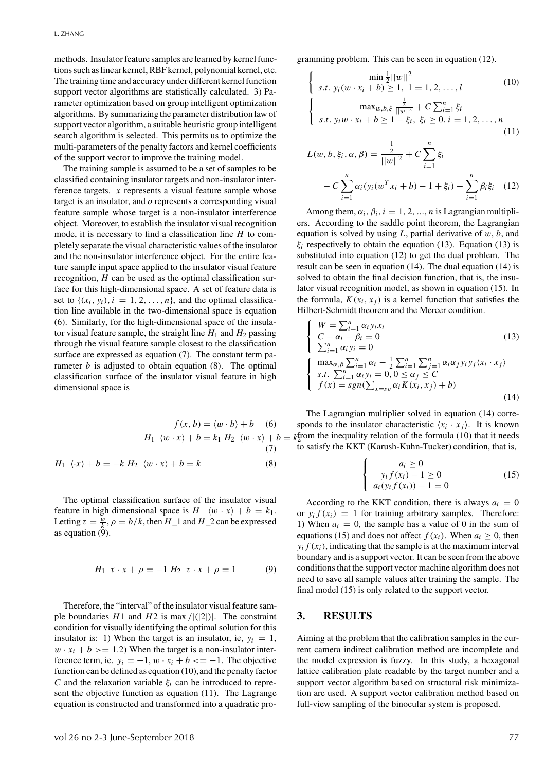methods. Insulator feature samples are learned by kernel functions such as linear kernel, RBF kernel, polynomial kernel, etc. The training time and accuracy under different kernel function support vector algorithms are statistically calculated. 3) Parameter optimization based on group intelligent optimization algorithms. By summarizing the parameter distribution law of support vector algorithm, a suitable heuristic group intelligent search algorithm is selected. This permits us to optimize the multi-parameters of the penalty factors and kernel coefficients of the support vector to improve the training model.

The training sample is assumed to be a set of samples to be classified containing insulator targets and non-insulator interference targets. $x$ represents a visual feature sample whose target is an insulator, and $o$ represents a corresponding visual feature sample whose target is a non-insulator interference object. Moreover, to establish the insulator visual recognition mode, it is necessary to find a classification line $H$ to completely separate the visual characteristic values of the insulator and the non-insulator interference object. For the entire feature sample input space applied to the insulator visual feature recognition, $H$ can be used as the optimal classification surface for this high-dimensional space. A set of feature data is set to $\{(x_i, y_i), i = 1, 2, \ldots, n\}$, and the optimal classification line available in the two-dimensional space is equation (6). Similarly, for the high-dimensional space of the insulator visual feature sample, the straight line $H_1$ and $H_2$ passing through the visual feature sample closest to the classification surface are expressed as equation (7). The constant term parameter $b$ is adjusted to obtain equation (8). The optimal classification surface of the insulator visual feature in high dimensional space is

$$f(x, b) = \langle w \cdot b \rangle + b \quad (6)$$

$$H_1 \;\; \langle w \cdot x \rangle + b = k_1 \;\; H_2 \;\; \langle w \cdot x \rangle + b = k_2 \quad (7)$$

$$H_1 \;\; \langle \cdot x \rangle + b = -k \;\; H_2 \;\; \langle w \cdot x \rangle + b = k \quad (8)$$

The optimal classification surface of the insulator visual feature in high dimensional space is $H \;\; \langle w \cdot x \rangle + b = k_1$. Letting $\tau = \frac{w}{k}, \rho = b/k$, then H_1 and H_2 can be expressed as equation (9).

$$H_1 \;\; \tau \cdot x + \rho = -1 \;\; H_2 \;\; \tau \cdot x + \rho = 1 \quad (9)$$

Therefore, the "interval" of the insulator visual feature sample boundaries $H1$ and $H2$ is max $/|(|2|)|$. The constraint condition for visually identifying the optimal solution for this insulator is: 1) When the target is an insulator, ie, $y_i = 1$, $w \cdot x_i + b >= 1$.2) When the target is a non-insulator interference term, ie. $y_i = -1$, $w \cdot x_i + b <= -1$. The objective function can be defined as equation (10), and the penalty factor $C$ and the relaxation variable $\xi_i$ can be introduced to represent the objective function as equation (11). The Lagrange equation is constructed and transformed into a quadratic programming problem. This can be seen in equation (12).

$$\begin{cases} \min \frac{1}{2}||w||^2 \\ s.t. \; y_i(w \cdot x_i + b) \geq 1, \; 1 = 1, 2, \ldots, l \end{cases} \quad (10)$$

$$\begin{cases} \max_{w,b,\xi} \frac{\frac{1}{2}}{||w||^2} + C\sum_{i=1}^{n} \xi_i \\ s.t. \; y_i w \cdot x_i + b \geq 1 - \xi_i, \; \xi_i \geq 0. \; i = 1, 2, \ldots, n \end{cases} \quad (11)$$

$$L(w, b, \xi_i, \alpha, \beta) = \frac{\frac{1}{2}}{||w||^2} + C\sum_{i=1}^{n} \xi_i - C\sum_{i=1}^{n} \alpha_i (y_i(w^T x_i + b) - 1 + \xi_i) - \sum_{i=1}^{n} \beta_i \xi_i \quad (12)$$

Among them, $\alpha_i, \beta_i, i = 1, 2, ..., n$ is Lagrangian multipliers. According to the saddle point theorem, the Lagrangian equation is solved by using $L$, partial derivative of $w$, $b$, and $\xi_i$ respectively to obtain the equation (13). Equation (13) is substituted into equation (12) to get the dual problem. The result can be seen in equation (14). The dual equation (14) is solved to obtain the final decision function, that is, the insulator visual recognition model, as shown in equation (15). In the formula, $K(x_i, x_j)$ is a kernel function that satisfies the Hilbert-Schmidt theorem and the Mercer condition.

$$\begin{cases} W = \sum_{i=1}^{n} \alpha_i y_i x_i \\ C - \alpha_i - \beta_i = 0 \\ \sum_{i=1}^{n} \alpha_i y_i = 0 \end{cases} \quad (13)$$

$$\begin{cases} \max_{\alpha,\beta} \sum_{i=1}^{n} \alpha_i - \frac{1}{2}\sum_{i=1}^{n}\sum_{j=1}^{n} \alpha_i \alpha_j y_i y_j \langle x_i \cdot x_j \rangle \\ s.t. \; \sum_{i=1}^{n} \alpha_i y_i = 0, 0 \leq \alpha_j \leq C \\ f(x) = sgn(\sum_{x=sv} \alpha_i K(x_i, x_j) + b) \end{cases} \quad (14)$$

The Lagrangian multiplier solved in equation (14) corresponds to the insulator characteristic $\langle x_i \cdot x_j \rangle$. It is known from the inequality relation of the formula (10) that it needs to satisfy the KKT (Karush-Kuhn-Tucker) condition, that is,

$$\begin{cases} a_i \geq 0 \\ y_i f(x_i) - 1 \geq 0 \\ a_i(y_i f(x_i)) - 1 = 0 \end{cases} \quad (15)$$

According to the KKT condition, there is always $a_i = 0$ or $y_i f(x_i) = 1$ for training arbitrary samples. Therefore: 1) When $a_i = 0$, the sample has a value of 0 in the sum of equations (15) and does not affect $f(x_i)$. When $a_i \geq 0$, then $y_i f(x_i)$, indicating that the sample is at the maximum interval boundary and is a support vector. It can be seen from the above conditions that the support vector machine algorithm does not need to save all sample values after training the sample. The final model (15) is only related to the support vector.

## 3. RESULTS

Aiming at the problem that the calibration samples in the current camera indirect calibration method are incomplete and the model expression is fuzzy. In this study, a hexagonal lattice calibration plate readable by the target number and a support vector algorithm based on structural risk minimization are used. A support vector calibration method based on full-view sampling of the binocular system is proposed.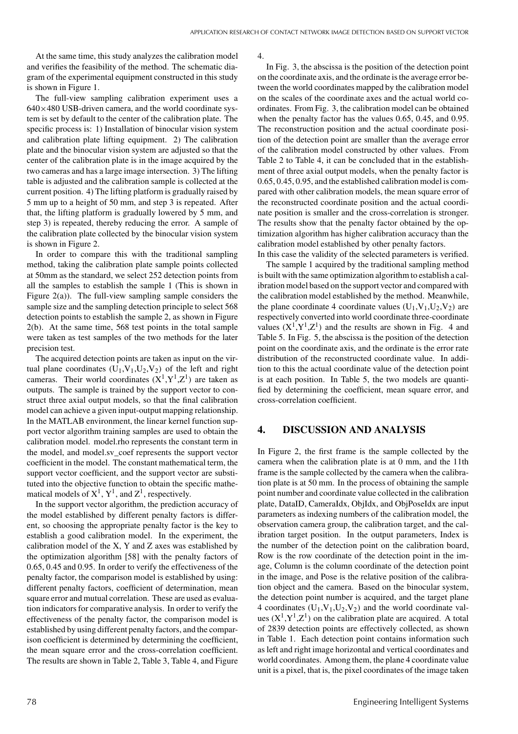At the same time, this study analyzes the calibration model and verifies the feasibility of the method. The schematic diagram of the experimental equipment constructed in this study is shown in Figure 1.

The full-view sampling calibration experiment uses a $640\times480$ USB-driven camera, and the world coordinate system is set by default to the center of the calibration plate. The specific process is: 1) Installation of binocular vision system and calibration plate lifting equipment. 2) The calibration plate and the binocular vision system are adjusted so that the center of the calibration plate is in the image acquired by the two cameras and has a large image intersection. 3) The lifting table is adjusted and the calibration sample is collected at the current position. 4) The lifting platform is gradually raised by 5 mm up to a height of 50 mm, and step 3 is repeated. After that, the lifting platform is gradually lowered by 5 mm, and step 3) is repeated, thereby reducing the error. A sample of the calibration plate collected by the binocular vision system is shown in Figure 2.

In order to compare this with the traditional sampling method, taking the calibration plate sample points collected at 50mm as the standard, we select 252 detection points from all the samples to establish the sample 1 (This is shown in Figure 2(a)). The full-view sampling sample considers the sample size and the sampling detection principle to select 568 detection points to establish the sample 2, as shown in Figure 2(b). At the same time, 568 test points in the total sample were taken as test samples of the two methods for the later precision test.

The acquired detection points are taken as input on the virtual plane coordinates $(U_1,V_1,U_2,V_2)$ of the left and right cameras. Their world coordinates $(X^1,Y^1,Z^1)$ are taken as outputs. The sample is trained by the support vector to construct three axial output models, so that the final calibration model can achieve a given input-output mapping relationship. In the MATLAB environment, the linear kernel function support vector algorithm training samples are used to obtain the calibration model. model.rho represents the constant term in the model, and model.sv_coef represents the support vector coefficient in the model. The constant mathematical term, the support vector coefficient, and the support vector are substituted into the objective function to obtain the specific mathematical models of $X^1$, $Y^1$, and $Z^1$, respectively.

In the support vector algorithm, the prediction accuracy of the model established by different penalty factors is different, so choosing the appropriate penalty factor is the key to establish a good calibration model. In the experiment, the calibration model of the X, Y and Z axes was established by the optimization algorithm [58] with the penalty factors of 0.65, 0.45 and 0.95. In order to verify the effectiveness of the penalty factor, the comparison model is established by using: different penalty factors, coefficient of determination, mean square error and mutual correlation. These are used as evaluation indicators for comparative analysis. In order to verify the effectiveness of the penalty factor, the comparison model is established by using different penalty factors, and the comparison coefficient is determined by determining the coefficient, the mean square error and the cross-correlation coefficient. The results are shown in Table 2, Table 3, Table 4, and Figure 4.

In Fig. 3, the abscissa is the position of the detection point on the coordinate axis, and the ordinate is the average error between the world coordinates mapped by the calibration model on the scales of the coordinate axes and the actual world coordinates. From Fig. 3, the calibration model can be obtained when the penalty factor has the values 0.65, 0.45, and 0.95. The reconstruction position and the actual coordinate position of the detection point are smaller than the average error of the calibration model constructed by other values. From Table 2 to Table 4, it can be concluded that in the establishment of three axial output models, when the penalty factor is 0.65, 0.45, 0.95, and the established calibration model is compared with other calibration models, the mean square error of the reconstructed coordinate position and the actual coordinate position is smaller and the cross-correlation is stronger. The results show that the penalty factor obtained by the optimization algorithm has higher calibration accuracy than the calibration model established by other penalty factors.
In this case the validity of the selected parameters is verified.

The sample 1 acquired by the traditional sampling method is built with the same optimization algorithm to establish a calibration model based on the support vector and compared with the calibration model established by the method. Meanwhile, the plane coordinate 4 coordinate values $(U_1,V_1,U_2,V_2)$ are respectively converted into world coordinate three-coordinate values $(X^1,Y^1,Z^1)$ and the results are shown in Fig. 4 and Table 5. In Fig. 5, the abscissa is the position of the detection point on the coordinate axis, and the ordinate is the error rate distribution of the reconstructed coordinate value. In addition to this the actual coordinate value of the detection point is at each position. In Table 5, the two models are quantified by determining the coefficient, mean square error, and cross-correlation coefficient.

## 4. DISCUSSION AND ANALYSIS

In Figure 2, the first frame is the sample collected by the camera when the calibration plate is at 0 mm, and the 11th frame is the sample collected by the camera when the calibration plate is at 50 mm. In the process of obtaining the sample point number and coordinate value collected in the calibration plate, DataID, CameraIdx, ObjIdx, and ObjPoseIdx are input parameters as indexing numbers of the calibration model, the observation camera group, the calibration target, and the calibration target position. In the output parameters, Index is the number of the detection point on the calibration board, Row is the row coordinate of the detection point in the image, Column is the column coordinate of the detection point in the image, and Pose is the relative position of the calibration object and the camera. Based on the binocular system, the detection point number is acquired, and the target plane 4 coordinates $(U_1,V_1,U_2,V_2)$ and the world coordinate values $(X^1,Y^1,Z^1)$ on the calibration plate are acquired. A total of 2839 detection points are effectively collected, as shown in Table 1. Each detection point contains information such as left and right image horizontal and vertical coordinates and world coordinates. Among them, the plane 4 coordinate value unit is a pixel, that is, the pixel coordinates of the image taken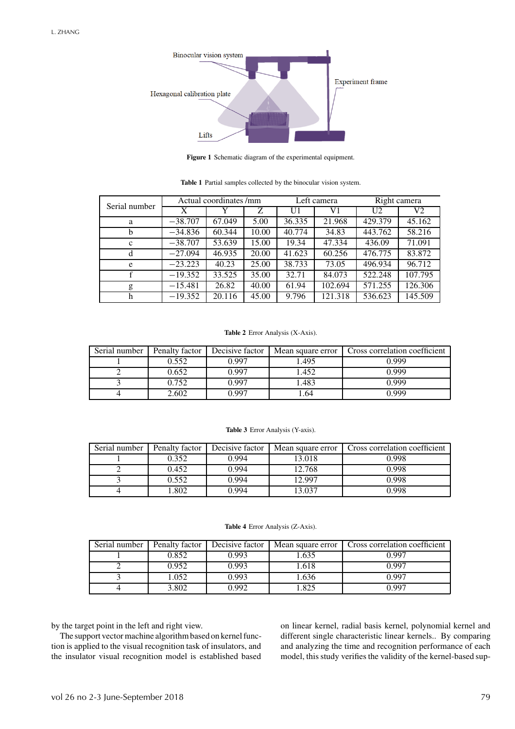Figure 1 Schematic diagram of the experimental equipment.

**Table 1** Partial samples collected by the binocular vision system.

| Serial number | Actual coordinates /mm | | | Left camera | | Right camera | |
|---|---|---|---|---|---|---|---|
| | X | Y | Z | U1 | V1 | U2 | V2 |
| a | −38.707 | 67.049 | 5.00 | 36.335 | 21.968 | 429.379 | 45.162 |
| b | −34.836 | 60.344 | 10.00 | 40.774 | 34.83 | 443.762 | 58.216 |
| c | −38.707 | 53.639 | 15.00 | 19.34 | 47.334 | 436.09 | 71.091 |
| d | −27.094 | 46.935 | 20.00 | 41.623 | 60.256 | 476.775 | 83.872 |
| e | −23.223 | 40.23 | 25.00 | 38.733 | 73.05 | 496.934 | 96.712 |
| f | −19.352 | 33.525 | 35.00 | 32.71 | 84.073 | 522.248 | 107.795 |
| g | −15.481 | 26.82 | 40.00 | 61.94 | 102.694 | 571.255 | 126.306 |
| h | −19.352 | 20.116 | 45.00 | 9.796 | 121.318 | 536.623 | 145.509 |

**Table 2** Error Analysis (X-Axis).

| Serial number | Penalty factor | Decisive factor | Mean square error | Cross correlation coefficient |
|---|---|---|---|---|
| 1 | 0.552 | 0.997 | 1.495 | 0.999 |
| 2 | 0.652 | 0.997 | 1.452 | 0.999 |
| 3 | 0.752 | 0.997 | 1.483 | 0.999 |
| 4 | 2.602 | 0.997 | 1.64 | 0.999 |

**Table 3** Error Analysis (Y-axis).

| Serial number | Penalty factor | Decisive factor | Mean square error | Cross correlation coefficient |
|---|---|---|---|---|
| 1 | 0.352 | 0.994 | 13.018 | 0.998 |
| 2 | 0.452 | 0.994 | 12.768 | 0.998 |
| 3 | 0.552 | 0.994 | 12.997 | 0.998 |
| 4 | 1.802 | 0.994 | 13.037 | 0.998 |

**Table 4** Error Analysis (Z-Axis).

| Serial number | Penalty factor | Decisive factor | Mean square error | Cross correlation coefficient |
|---|---|---|---|---|
| 1 | 0.852 | 0.993 | 1.635 | 0.997 |
| 2 | 0.952 | 0.993 | 1.618 | 0.997 |
| 3 | 1.052 | 0.993 | 1.636 | 0.997 |
| 4 | 3.802 | 0.992 | 1.825 | 0.997 |

by the target point in the left and right view.

The support vector machine algorithm based on kernel function is applied to the visual recognition task of insulators, and the insulator visual recognition model is established based on linear kernel, radial basis kernel, polynomial kernel and different single characteristic linear kernels.. By comparing and analyzing the time and recognition performance of each model, this study verifies the validity of the kernel-based sup-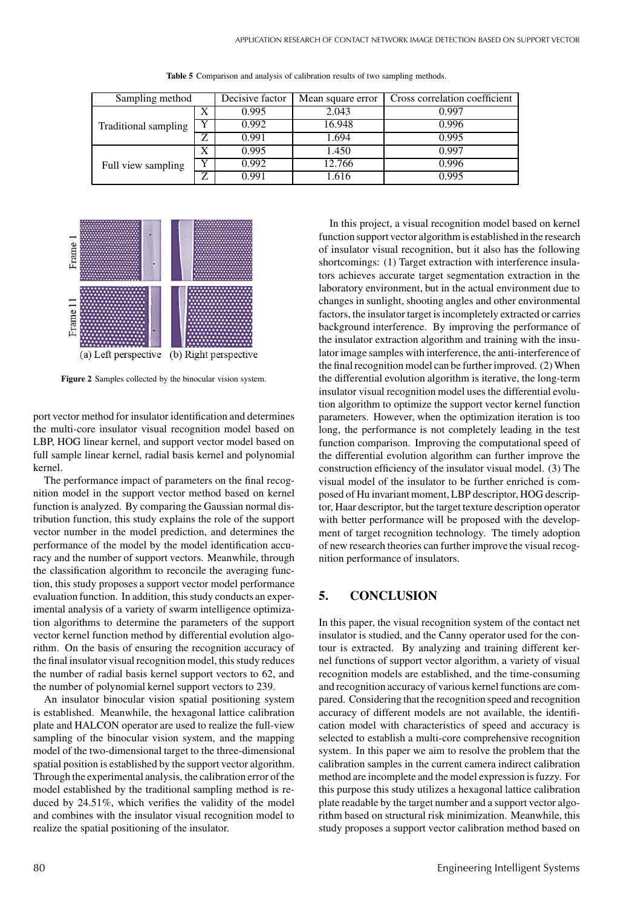**Table 5** Comparison and analysis of calibration results of two sampling methods.

| Sampling method | | Decisive factor | Mean square error | Cross correlation coefficient |
|---|---|---|---|---|
| Traditional sampling | X | 0.995 | 2.043 | 0.997 |
| | Y | 0.992 | 16.948 | 0.996 |
| | Z | 0.991 | 1.694 | 0.995 |
| Full view sampling | X | 0.995 | 1.450 | 0.997 |
| | Y | 0.992 | 12.766 | 0.996 |
| | Z | 0.991 | 1.616 | 0.995 |

**Figure 2** Samples collected by the binocular vision system.

port vector method for insulator identification and determines the multi-core insulator visual recognition model based on LBP, HOG linear kernel, and support vector model based on full sample linear kernel, radial basis kernel and polynomial kernel.

The performance impact of parameters on the final recognition model in the support vector method based on kernel function is analyzed. By comparing the Gaussian normal distribution function, this study explains the role of the support vector number in the model prediction, and determines the performance of the model by the model identification accuracy and the number of support vectors. Meanwhile, through the classification algorithm to reconcile the averaging function, this study proposes a support vector model performance evaluation function. In addition, this study conducts an experimental analysis of a variety of swarm intelligence optimization algorithms to determine the parameters of the support vector kernel function method by differential evolution algorithm. On the basis of ensuring the recognition accuracy of the final insulator visual recognition model, this study reduces the number of radial basis kernel support vectors to 62, and the number of polynomial kernel support vectors to 239.

An insulator binocular vision spatial positioning system is established. Meanwhile, the hexagonal lattice calibration plate and HALCON operator are used to realize the full-view sampling of the binocular vision system, and the mapping model of the two-dimensional target to the three-dimensional spatial position is established by the support vector algorithm. Through the experimental analysis, the calibration error of the model established by the traditional sampling method is reduced by 24.51%, which verifies the validity of the model and combines with the insulator visual recognition model to realize the spatial positioning of the insulator.

In this project, a visual recognition model based on kernel function support vector algorithm is established in the research of insulator visual recognition, but it also has the following shortcomings: (1) Target extraction with interference insulators achieves accurate target segmentation extraction in the laboratory environment, but in the actual environment due to changes in sunlight, shooting angles and other environmental factors, the insulator target is incompletely extracted or carries background interference. By improving the performance of the insulator extraction algorithm and training with the insulator image samples with interference, the anti-interference of the final recognition model can be further improved. (2) When the differential evolution algorithm is iterative, the long-term insulator visual recognition model uses the differential evolution algorithm to optimize the support vector kernel function parameters. However, when the optimization iteration is too long, the performance is not completely leading in the test function comparison. Improving the computational speed of the differential evolution algorithm can further improve the construction efficiency of the insulator visual model. (3) The visual model of the insulator to be further enriched is composed of Hu invariant moment, LBP descriptor, HOG descriptor, Haar descriptor, but the target texture description operator with better performance will be proposed with the development of target recognition technology. The timely adoption of new research theories can further improve the visual recognition performance of insulators.

## 5. CONCLUSION

In this paper, the visual recognition system of the contact net insulator is studied, and the Canny operator used for the contour is extracted. By analyzing and training different kernel functions of support vector algorithm, a variety of visual recognition models are established, and the time-consuming and recognition accuracy of various kernel functions are compared. Considering that the recognition speed and recognition accuracy of different models are not available, the identification model with characteristics of speed and accuracy is selected to establish a multi-core comprehensive recognition system. In this paper we aim to resolve the problem that the calibration samples in the current camera indirect calibration method are incomplete and the model expression is fuzzy. For this purpose this study utilizes a hexagonal lattice calibration plate readable by the target number and a support vector algorithm based on structural risk minimization. Meanwhile, this study proposes a support vector calibration method based on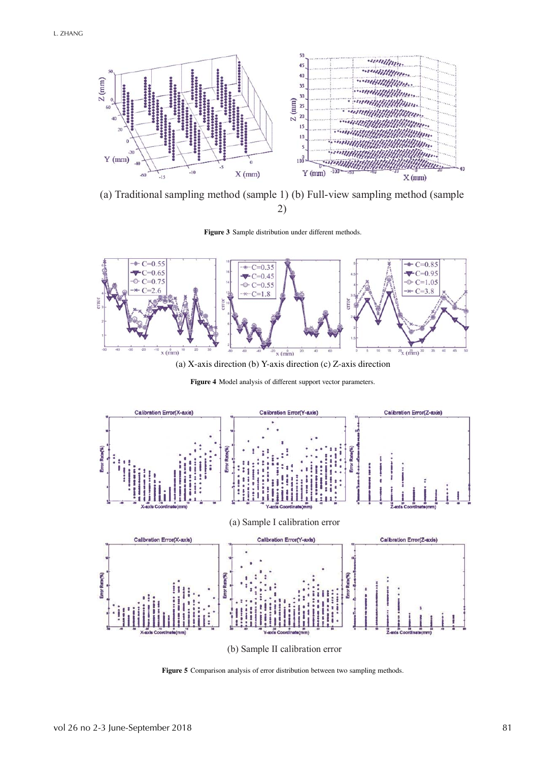(a) Traditional sampling method (sample 1) (b) Full-view sampling method (sample 2)

**Figure 3** Sample distribution under different methods.

(a) X-axis direction (b) Y-axis direction (c) Z-axis direction

**Figure 4** Model analysis of different support vector parameters.

(a) Sample I calibration error

(b) Sample II calibration error

**Figure 5** Comparison analysis of error distribution between two sampling methods.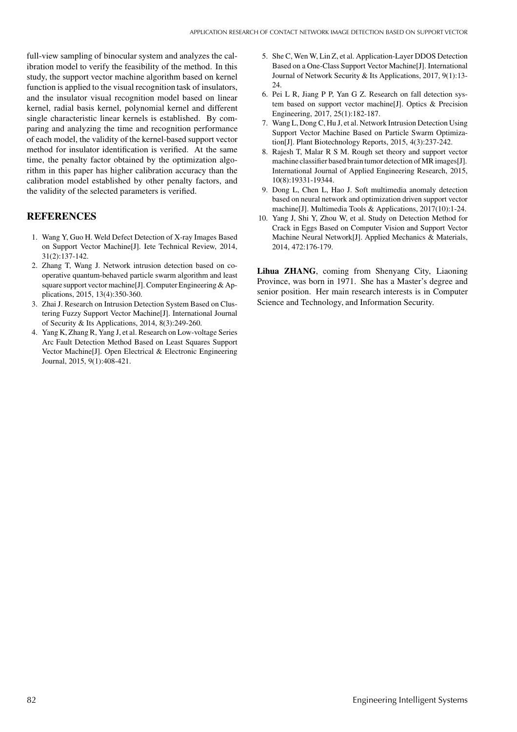full-view sampling of binocular system and analyzes the calibration model to verify the feasibility of the method. In this study, the support vector machine algorithm based on kernel function is applied to the visual recognition task of insulators, and the insulator visual recognition model based on linear kernel, radial basis kernel, polynomial kernel and different single characteristic linear kernels is established. By comparing and analyzing the time and recognition performance of each model, the validity of the kernel-based support vector method for insulator identification is verified. At the same time, the penalty factor obtained by the optimization algorithm in this paper has higher calibration accuracy than the calibration model established by other penalty factors, and the validity of the selected parameters is verified.

## REFERENCES

1. Wang Y, Guo H. Weld Defect Detection of X-ray Images Based on Support Vector Machine[J]. Iete Technical Review, 2014, 31(2):137-142.
2. Zhang T, Wang J. Network intrusion detection based on cooperative quantum-behaved particle swarm algorithm and least square support vector machine[J]. Computer Engineering & Applications, 2015, 13(4):350-360.
3. Zhai J. Research on Intrusion Detection System Based on Clustering Fuzzy Support Vector Machine[J]. International Journal of Security & Its Applications, 2014, 8(3):249-260.
4. Yang K, Zhang R, Yang J, et al. Research on Low-voltage Series Arc Fault Detection Method Based on Least Squares Support Vector Machine[J]. Open Electrical & Electronic Engineering Journal, 2015, 9(1):408-421.
5. She C, Wen W, Lin Z, et al. Application-Layer DDOS Detection Based on a One-Class Support Vector Machine[J]. International Journal of Network Security & Its Applications, 2017, 9(1):13-24.
6. Pei L R, Jiang P P, Yan G Z. Research on fall detection system based on support vector machine[J]. Optics & Precision Engineering, 2017, 25(1):182-187.
7. Wang L, Dong C, Hu J, et al. Network Intrusion Detection Using Support Vector Machine Based on Particle Swarm Optimization[J]. Plant Biotechnology Reports, 2015, 4(3):237-242.
8. Rajesh T, Malar R S M. Rough set theory and support vector machine classifier based brain tumor detection of MR images[J]. International Journal of Applied Engineering Research, 2015, 10(8):19331-19344.
9. Dong L, Chen L, Hao J. Soft multimedia anomaly detection based on neural network and optimization driven support vector machine[J]. Multimedia Tools & Applications, 2017(10):1-24.
10. Yang J, Shi Y, Zhou W, et al. Study on Detection Method for Crack in Eggs Based on Computer Vision and Support Vector Machine Neural Network[J]. Applied Mechanics & Materials, 2014, 472:176-179.

**Lihua ZHANG**, coming from Shenyang City, Liaoning Province, was born in 1971. She has a Master's degree and senior position. Her main research interests is in Computer Science and Technology, and Information Security.